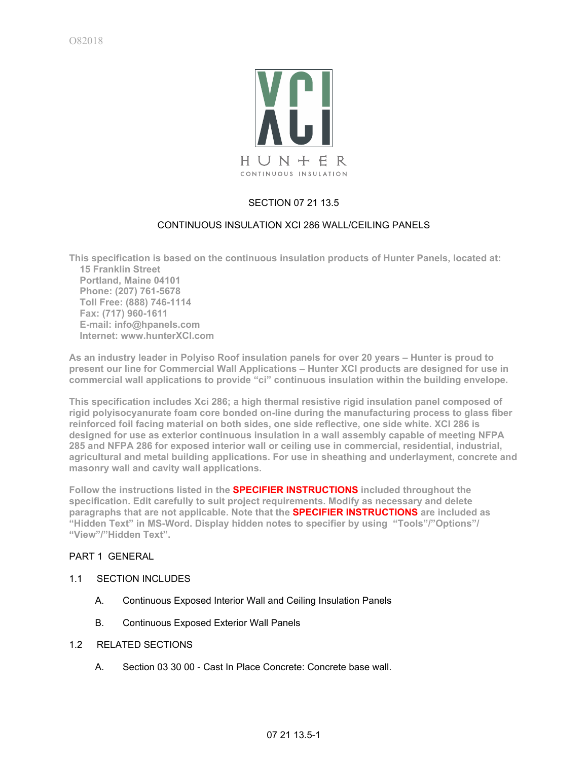O82018

HUNTER
CONTINUOUS INSULATION

# SECTION 07 21 13.5

## CONTINUOUS INSULATION XCI 286 WALL/CEILING PANELS

**This specification is based on the continuous insulation products of Hunter Panels, located at:**
**15 Franklin Street**
**Portland, Maine 04101**
**Phone: (207) 761-5678**
**Toll Free: (888) 746-1114**
**Fax: (717) 960-1611**
**E-mail: info@hpanels.com**
**Internet: www.hunterXCI.com**

**As an industry leader in Polyiso Roof insulation panels for over 20 years – Hunter is proud to present our line for Commercial Wall Applications – Hunter XCI products are designed for use in commercial wall applications to provide "ci" continuous insulation within the building envelope.**

**This specification includes Xci 286; a high thermal resistive rigid insulation panel composed of rigid polyisocyanurate foam core bonded on-line during the manufacturing process to glass fiber reinforced foil facing material on both sides, one side reflective, one side white. XCI 286 is designed for use as exterior continuous insulation in a wall assembly capable of meeting NFPA 285 and NFPA 286 for exposed interior wall or ceiling use in commercial, residential, industrial, agricultural and metal building applications. For use in sheathing and underlayment, concrete and masonry wall and cavity wall applications.**

**Follow the instructions listed in the SPECIFIER INSTRUCTIONS included throughout the specification. Edit carefully to suit project requirements. Modify as necessary and delete paragraphs that are not applicable. Note that the SPECIFIER INSTRUCTIONS are included as "Hidden Text" in MS-Word. Display hidden notes to specifier by using "Tools"/"Options"/ "View"/"Hidden Text".**

## PART 1 GENERAL

### 1.1 SECTION INCLUDES

A. Continuous Exposed Interior Wall and Ceiling Insulation Panels

B. Continuous Exposed Exterior Wall Panels

### 1.2 RELATED SECTIONS

A. Section 03 30 00 - Cast In Place Concrete: Concrete base wall.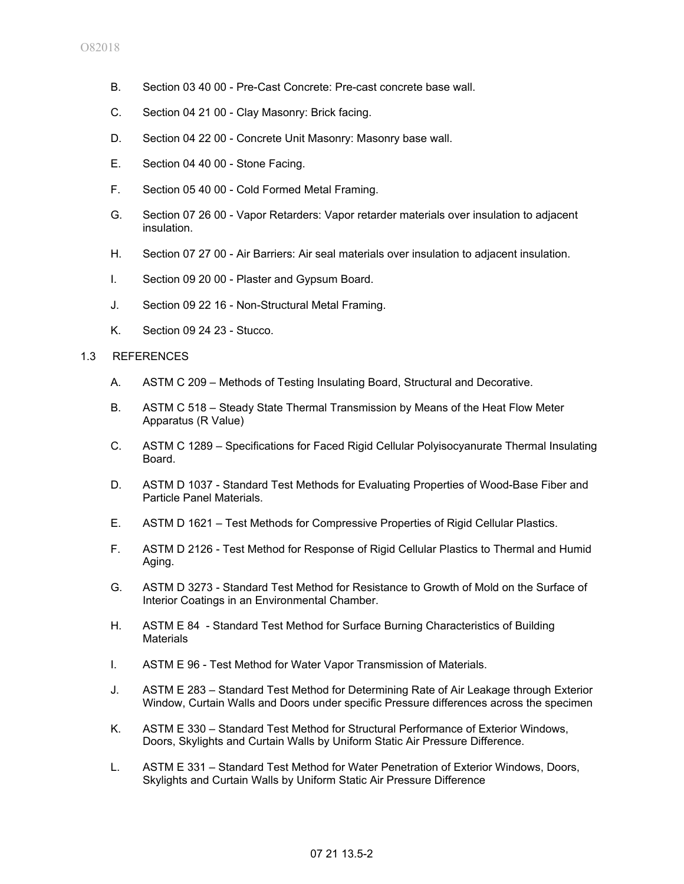B. Section 03 40 00 - Pre-Cast Concrete: Pre-cast concrete base wall.

C. Section 04 21 00 - Clay Masonry: Brick facing.

D. Section 04 22 00 - Concrete Unit Masonry: Masonry base wall.

E. Section 04 40 00 - Stone Facing.

F. Section 05 40 00 - Cold Formed Metal Framing.

G. Section 07 26 00 - Vapor Retarders: Vapor retarder materials over insulation to adjacent insulation.

H. Section 07 27 00 - Air Barriers: Air seal materials over insulation to adjacent insulation.

I. Section 09 20 00 - Plaster and Gypsum Board.

J. Section 09 22 16 - Non-Structural Metal Framing.

K. Section 09 24 23 - Stucco.

## 1.3 REFERENCES

A. ASTM C 209 – Methods of Testing Insulating Board, Structural and Decorative.

B. ASTM C 518 – Steady State Thermal Transmission by Means of the Heat Flow Meter Apparatus (R Value)

C. ASTM C 1289 – Specifications for Faced Rigid Cellular Polyisocyanurate Thermal Insulating Board.

D. ASTM D 1037 - Standard Test Methods for Evaluating Properties of Wood-Base Fiber and Particle Panel Materials.

E. ASTM D 1621 – Test Methods for Compressive Properties of Rigid Cellular Plastics.

F. ASTM D 2126 - Test Method for Response of Rigid Cellular Plastics to Thermal and Humid Aging.

G. ASTM D 3273 - Standard Test Method for Resistance to Growth of Mold on the Surface of Interior Coatings in an Environmental Chamber.

H. ASTM E 84 - Standard Test Method for Surface Burning Characteristics of Building Materials

I. ASTM E 96 - Test Method for Water Vapor Transmission of Materials.

J. ASTM E 283 – Standard Test Method for Determining Rate of Air Leakage through Exterior Window, Curtain Walls and Doors under specific Pressure differences across the specimen

K. ASTM E 330 – Standard Test Method for Structural Performance of Exterior Windows, Doors, Skylights and Curtain Walls by Uniform Static Air Pressure Difference.

L. ASTM E 331 – Standard Test Method for Water Penetration of Exterior Windows, Doors, Skylights and Curtain Walls by Uniform Static Air Pressure Difference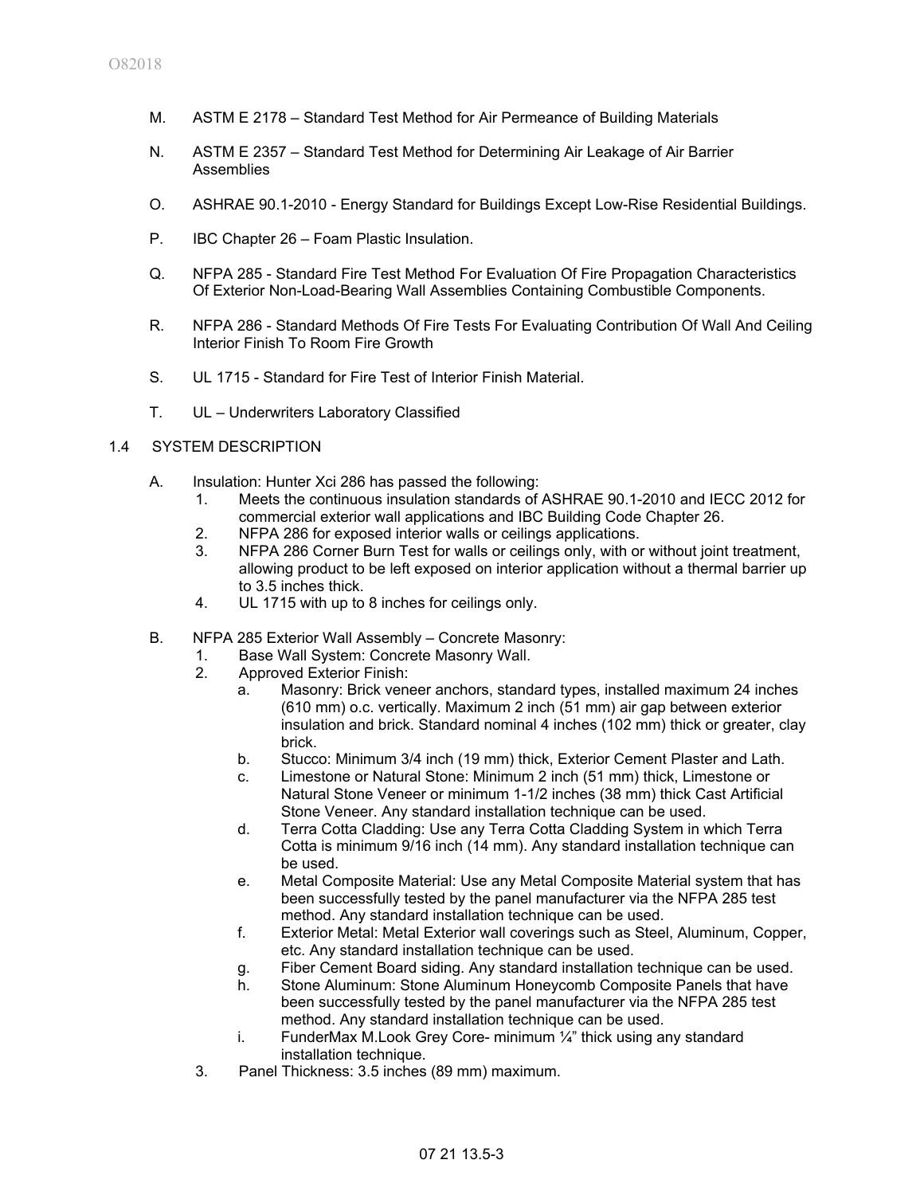M. ASTM E 2178 – Standard Test Method for Air Permeance of Building Materials

N. ASTM E 2357 – Standard Test Method for Determining Air Leakage of Air Barrier Assemblies

O. ASHRAE 90.1-2010 - Energy Standard for Buildings Except Low-Rise Residential Buildings.

P. IBC Chapter 26 – Foam Plastic Insulation.

Q. NFPA 285 - Standard Fire Test Method For Evaluation Of Fire Propagation Characteristics Of Exterior Non-Load-Bearing Wall Assemblies Containing Combustible Components.

R. NFPA 286 - Standard Methods Of Fire Tests For Evaluating Contribution Of Wall And Ceiling Interior Finish To Room Fire Growth

S. UL 1715 - Standard for Fire Test of Interior Finish Material.

T. UL – Underwriters Laboratory Classified

## 1.4 SYSTEM DESCRIPTION

A. Insulation: Hunter Xci 286 has passed the following:
   1. Meets the continuous insulation standards of ASHRAE 90.1-2010 and IECC 2012 for commercial exterior wall applications and IBC Building Code Chapter 26.
   2. NFPA 286 for exposed interior walls or ceilings applications.
   3. NFPA 286 Corner Burn Test for walls or ceilings only, with or without joint treatment, allowing product to be left exposed on interior application without a thermal barrier up to 3.5 inches thick.
   4. UL 1715 with up to 8 inches for ceilings only.

B. NFPA 285 Exterior Wall Assembly – Concrete Masonry:
   1. Base Wall System: Concrete Masonry Wall.
   2. Approved Exterior Finish:
      a. Masonry: Brick veneer anchors, standard types, installed maximum 24 inches (610 mm) o.c. vertically. Maximum 2 inch (51 mm) air gap between exterior insulation and brick. Standard nominal 4 inches (102 mm) thick or greater, clay brick.
      b. Stucco: Minimum 3/4 inch (19 mm) thick, Exterior Cement Plaster and Lath.
      c. Limestone or Natural Stone: Minimum 2 inch (51 mm) thick, Limestone or Natural Stone Veneer or minimum 1-1/2 inches (38 mm) thick Cast Artificial Stone Veneer. Any standard installation technique can be used.
      d. Terra Cotta Cladding: Use any Terra Cotta Cladding System in which Terra Cotta is minimum 9/16 inch (14 mm). Any standard installation technique can be used.
      e. Metal Composite Material: Use any Metal Composite Material system that has been successfully tested by the panel manufacturer via the NFPA 285 test method. Any standard installation technique can be used.
      f. Exterior Metal: Metal Exterior wall coverings such as Steel, Aluminum, Copper, etc. Any standard installation technique can be used.
      g. Fiber Cement Board siding. Any standard installation technique can be used.
      h. Stone Aluminum: Stone Aluminum Honeycomb Composite Panels that have been successfully tested by the panel manufacturer via the NFPA 285 test method. Any standard installation technique can be used.
      i. FunderMax M.Look Grey Core- minimum ¼" thick using any standard installation technique.
   3. Panel Thickness: 3.5 inches (89 mm) maximum.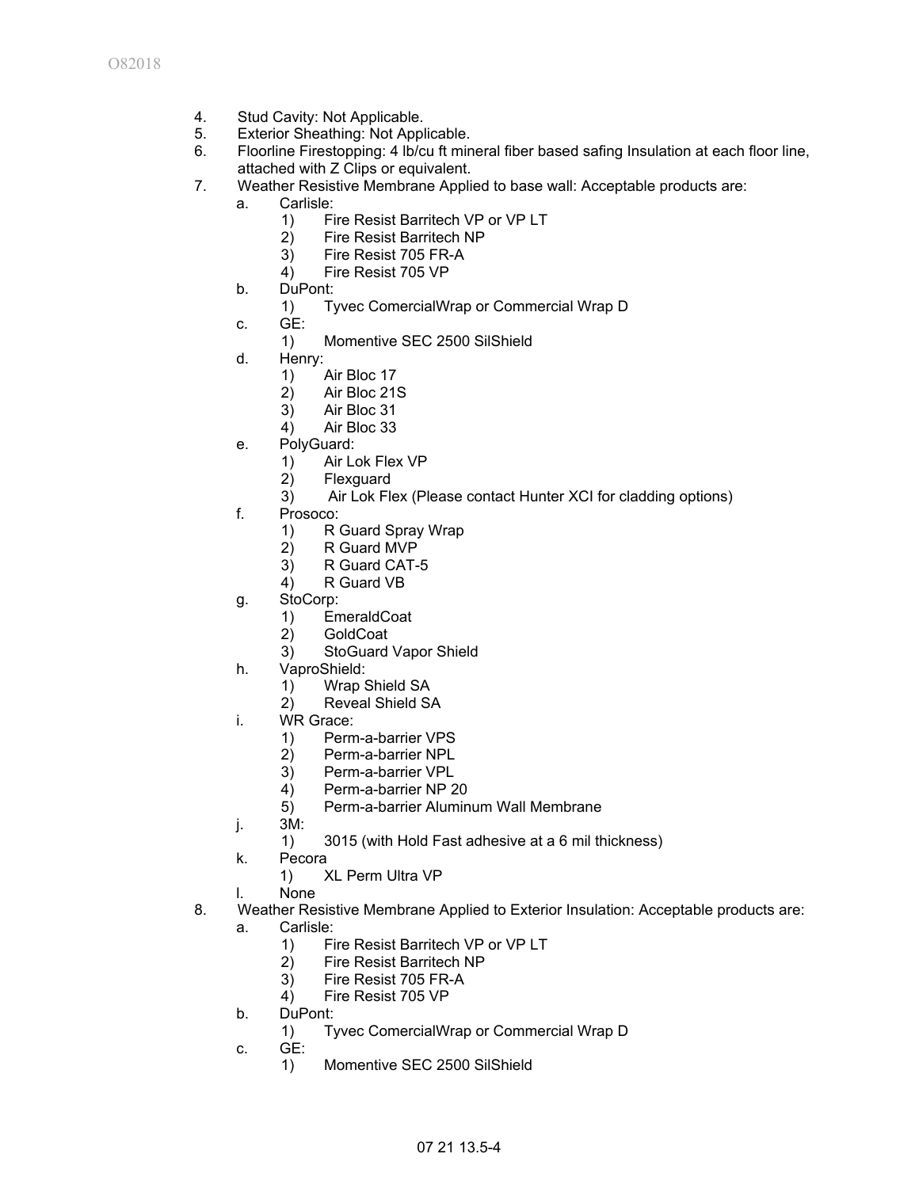4. Stud Cavity: Not Applicable.
5. Exterior Sheathing: Not Applicable.
6. Floorline Firestopping: 4 lb/cu ft mineral fiber based safing Insulation at each floor line, attached with Z Clips or equivalent.
7. Weather Resistive Membrane Applied to base wall: Acceptable products are:
   a. Carlisle:
      1) Fire Resist Barritech VP or VP LT
      2) Fire Resist Barritech NP
      3) Fire Resist 705 FR-A
      4) Fire Resist 705 VP
   b. DuPont:
      1) Tyvec ComercialWrap or Commercial Wrap D
   c. GE:
      1) Momentive SEC 2500 SilShield
   d. Henry:
      1) Air Bloc 17
      2) Air Bloc 21S
      3) Air Bloc 31
      4) Air Bloc 33
   e. PolyGuard:
      1) Air Lok Flex VP
      2) Flexguard
      3) Air Lok Flex (Please contact Hunter XCI for cladding options)
   f. Prosoco:
      1) R Guard Spray Wrap
      2) R Guard MVP
      3) R Guard CAT-5
      4) R Guard VB
   g. StoCorp:
      1) EmeraldCoat
      2) GoldCoat
      3) StoGuard Vapor Shield
   h. VaproShield:
      1) Wrap Shield SA
      2) Reveal Shield SA
   i. WR Grace:
      1) Perm-a-barrier VPS
      2) Perm-a-barrier NPL
      3) Perm-a-barrier VPL
      4) Perm-a-barrier NP 20
      5) Perm-a-barrier Aluminum Wall Membrane
   j. 3M:
      1) 3015 (with Hold Fast adhesive at a 6 mil thickness)
   k. Pecora
      1) XL Perm Ultra VP
   l. None
8. Weather Resistive Membrane Applied to Exterior Insulation: Acceptable products are:
   a. Carlisle:
      1) Fire Resist Barritech VP or VP LT
      2) Fire Resist Barritech NP
      3) Fire Resist 705 FR-A
      4) Fire Resist 705 VP
   b. DuPont:
      1) Tyvec ComercialWrap or Commercial Wrap D
   c. GE:
      1) Momentive SEC 2500 SilShield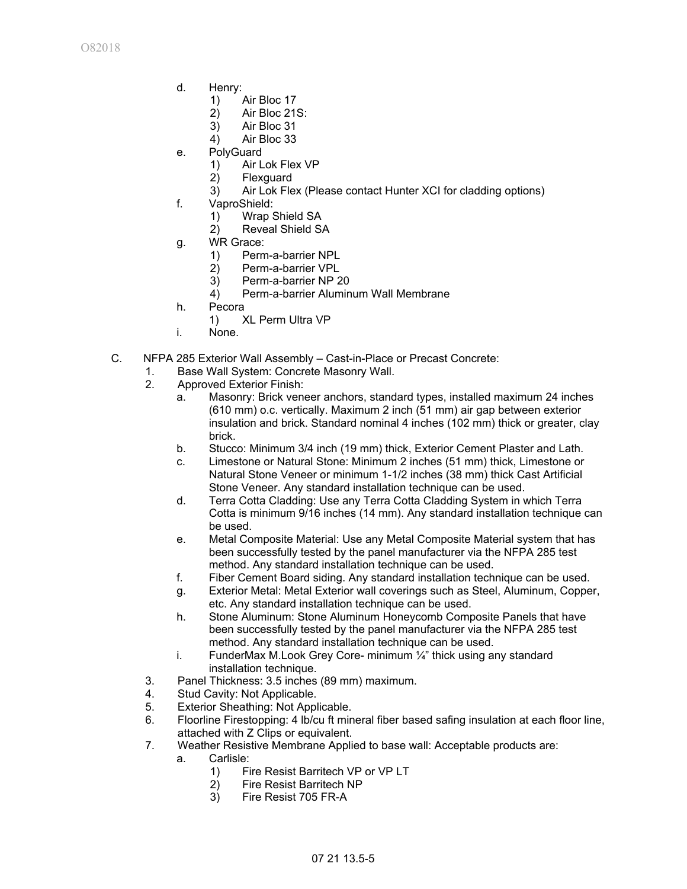d. Henry:
   1) Air Bloc 17
   2) Air Bloc 21S:
   3) Air Bloc 31
   4) Air Bloc 33
e. PolyGuard
   1) Air Lok Flex VP
   2) Flexguard
   3) Air Lok Flex (Please contact Hunter XCI for cladding options)
f. VaproShield:
   1) Wrap Shield SA
   2) Reveal Shield SA
g. WR Grace:
   1) Perm-a-barrier NPL
   2) Perm-a-barrier VPL
   3) Perm-a-barrier NP 20
   4) Perm-a-barrier Aluminum Wall Membrane
h. Pecora
   1) XL Perm Ultra VP
i. None.

C. NFPA 285 Exterior Wall Assembly – Cast-in-Place or Precast Concrete:
   1. Base Wall System: Concrete Masonry Wall.
   2. Approved Exterior Finish:
      a. Masonry: Brick veneer anchors, standard types, installed maximum 24 inches (610 mm) o.c. vertically. Maximum 2 inch (51 mm) air gap between exterior insulation and brick. Standard nominal 4 inches (102 mm) thick or greater, clay brick.
      b. Stucco: Minimum 3/4 inch (19 mm) thick, Exterior Cement Plaster and Lath.
      c. Limestone or Natural Stone: Minimum 2 inches (51 mm) thick, Limestone or Natural Stone Veneer or minimum 1-1/2 inches (38 mm) thick Cast Artificial Stone Veneer. Any standard installation technique can be used.
      d. Terra Cotta Cladding: Use any Terra Cotta Cladding System in which Terra Cotta is minimum 9/16 inches (14 mm). Any standard installation technique can be used.
      e. Metal Composite Material: Use any Metal Composite Material system that has been successfully tested by the panel manufacturer via the NFPA 285 test method. Any standard installation technique can be used.
      f. Fiber Cement Board siding. Any standard installation technique can be used.
      g. Exterior Metal: Metal Exterior wall coverings such as Steel, Aluminum, Copper, etc. Any standard installation technique can be used.
      h. Stone Aluminum: Stone Aluminum Honeycomb Composite Panels that have been successfully tested by the panel manufacturer via the NFPA 285 test method. Any standard installation technique can be used.
      i. FunderMax M.Look Grey Core- minimum ¼" thick using any standard installation technique.
   3. Panel Thickness: 3.5 inches (89 mm) maximum.
   4. Stud Cavity: Not Applicable.
   5. Exterior Sheathing: Not Applicable.
   6. Floorline Firestopping: 4 lb/cu ft mineral fiber based safing insulation at each floor line, attached with Z Clips or equivalent.
   7. Weather Resistive Membrane Applied to base wall: Acceptable products are:
      a. Carlisle:
         1) Fire Resist Barritech VP or VP LT
         2) Fire Resist Barritech NP
         3) Fire Resist 705 FR-A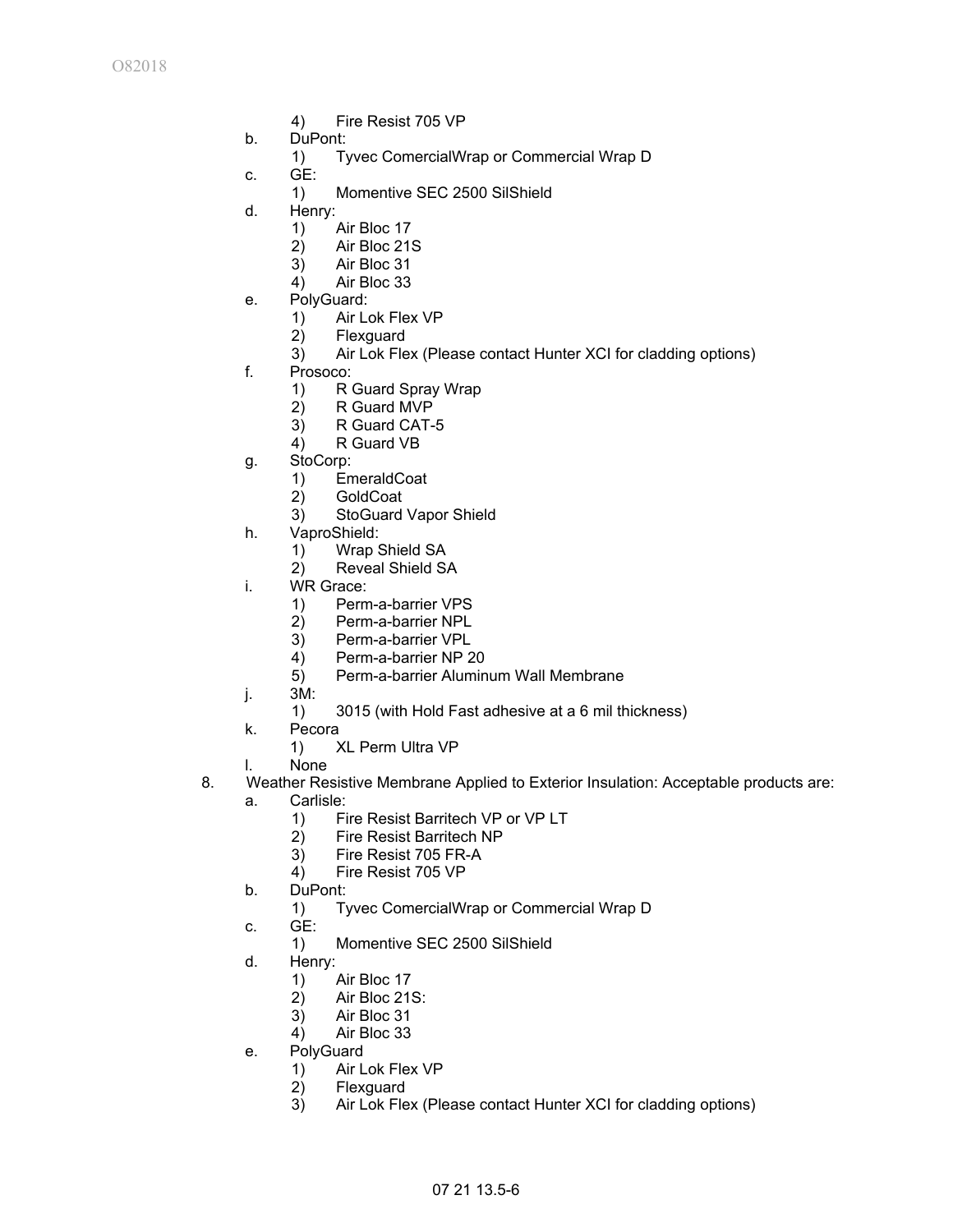4) Fire Resist 705 VP

b. DuPont:
   1) Tyvec ComercialWrap or Commercial Wrap D
c. GE:
   1) Momentive SEC 2500 SilShield
d. Henry:
   1) Air Bloc 17
   2) Air Bloc 21S
   3) Air Bloc 31
   4) Air Bloc 33
e. PolyGuard:
   1) Air Lok Flex VP
   2) Flexguard
   3) Air Lok Flex (Please contact Hunter XCI for cladding options)
f. Prosoco:
   1) R Guard Spray Wrap
   2) R Guard MVP
   3) R Guard CAT-5
   4) R Guard VB
g. StoCorp:
   1) EmeraldCoat
   2) GoldCoat
   3) StoGuard Vapor Shield
h. VaproShield:
   1) Wrap Shield SA
   2) Reveal Shield SA
i. WR Grace:
   1) Perm-a-barrier VPS
   2) Perm-a-barrier NPL
   3) Perm-a-barrier VPL
   4) Perm-a-barrier NP 20
   5) Perm-a-barrier Aluminum Wall Membrane
j. 3M:
   1) 3015 (with Hold Fast adhesive at a 6 mil thickness)
k. Pecora
   1) XL Perm Ultra VP
l. None

8. Weather Resistive Membrane Applied to Exterior Insulation: Acceptable products are:
   a. Carlisle:
      1) Fire Resist Barritech VP or VP LT
      2) Fire Resist Barritech NP
      3) Fire Resist 705 FR-A
      4) Fire Resist 705 VP
   b. DuPont:
      1) Tyvec ComercialWrap or Commercial Wrap D
   c. GE:
      1) Momentive SEC 2500 SilShield
   d. Henry:
      1) Air Bloc 17
      2) Air Bloc 21S:
      3) Air Bloc 31
      4) Air Bloc 33
   e. PolyGuard
      1) Air Lok Flex VP
      2) Flexguard
      3) Air Lok Flex (Please contact Hunter XCI for cladding options)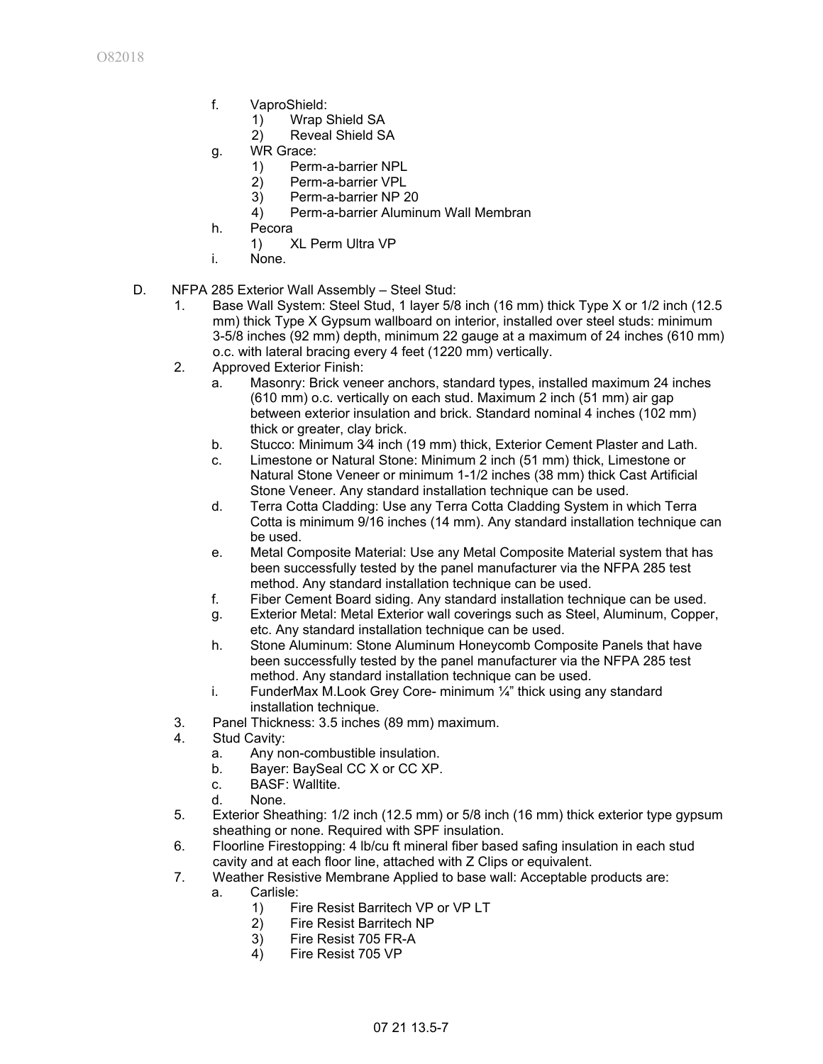f. VaproShield:
   1) Wrap Shield SA
   2) Reveal Shield SA
g. WR Grace:
   1) Perm-a-barrier NPL
   2) Perm-a-barrier VPL
   3) Perm-a-barrier NP 20
   4) Perm-a-barrier Aluminum Wall Membran
h. Pecora
   1) XL Perm Ultra VP
i. None.

D. NFPA 285 Exterior Wall Assembly – Steel Stud:
   1. Base Wall System: Steel Stud, 1 layer 5/8 inch (16 mm) thick Type X or 1/2 inch (12.5 mm) thick Type X Gypsum wallboard on interior, installed over steel studs: minimum 3-5/8 inches (92 mm) depth, minimum 22 gauge at a maximum of 24 inches (610 mm) o.c. with lateral bracing every 4 feet (1220 mm) vertically.
   2. Approved Exterior Finish:
      a. Masonry: Brick veneer anchors, standard types, installed maximum 24 inches (610 mm) o.c. vertically on each stud. Maximum 2 inch (51 mm) air gap between exterior insulation and brick. Standard nominal 4 inches (102 mm) thick or greater, clay brick.
      b. Stucco: Minimum 3⁄4 inch (19 mm) thick, Exterior Cement Plaster and Lath.
      c. Limestone or Natural Stone: Minimum 2 inch (51 mm) thick, Limestone or Natural Stone Veneer or minimum 1-1/2 inches (38 mm) thick Cast Artificial Stone Veneer. Any standard installation technique can be used.
      d. Terra Cotta Cladding: Use any Terra Cotta Cladding System in which Terra Cotta is minimum 9/16 inches (14 mm). Any standard installation technique can be used.
      e. Metal Composite Material: Use any Metal Composite Material system that has been successfully tested by the panel manufacturer via the NFPA 285 test method. Any standard installation technique can be used.
      f. Fiber Cement Board siding. Any standard installation technique can be used.
      g. Exterior Metal: Metal Exterior wall coverings such as Steel, Aluminum, Copper, etc. Any standard installation technique can be used.
      h. Stone Aluminum: Stone Aluminum Honeycomb Composite Panels that have been successfully tested by the panel manufacturer via the NFPA 285 test method. Any standard installation technique can be used.
      i. FunderMax M.Look Grey Core- minimum ¼" thick using any standard installation technique.
   3. Panel Thickness: 3.5 inches (89 mm) maximum.
   4. Stud Cavity:
      a. Any non-combustible insulation.
      b. Bayer: BaySeal CC X or CC XP.
      c. BASF: Walltite.
      d. None.
   5. Exterior Sheathing: 1/2 inch (12.5 mm) or 5/8 inch (16 mm) thick exterior type gypsum sheathing or none. Required with SPF insulation.
   6. Floorline Firestopping: 4 lb/cu ft mineral fiber based safing insulation in each stud cavity and at each floor line, attached with Z Clips or equivalent.
   7. Weather Resistive Membrane Applied to base wall: Acceptable products are:
      a. Carlisle:
         1) Fire Resist Barritech VP or VP LT
         2) Fire Resist Barritech NP
         3) Fire Resist 705 FR-A
         4) Fire Resist 705 VP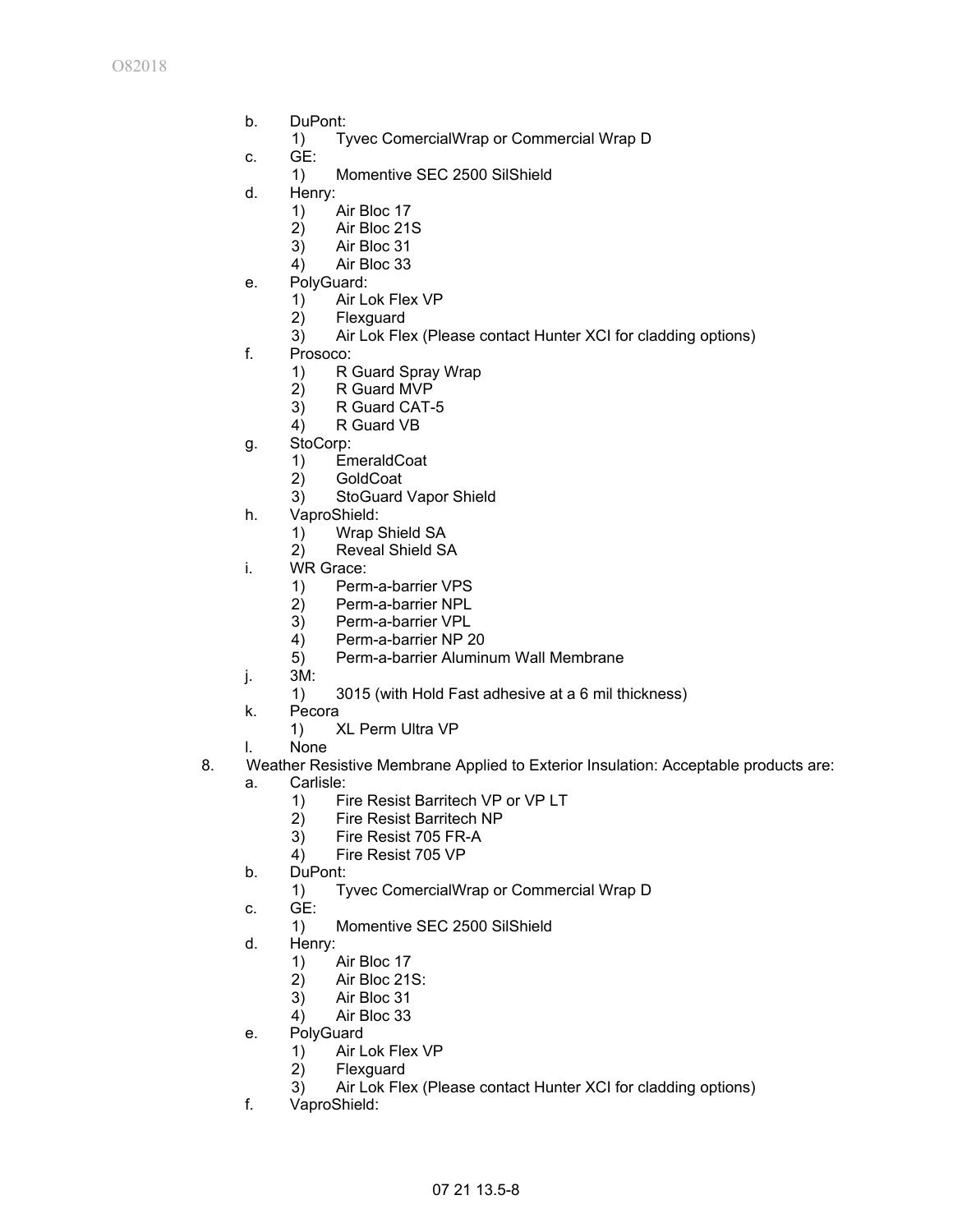b. DuPont:
   1) Tyvec ComercialWrap or Commercial Wrap D
c. GE:
   1) Momentive SEC 2500 SilShield
d. Henry:
   1) Air Bloc 17
   2) Air Bloc 21S
   3) Air Bloc 31
   4) Air Bloc 33
e. PolyGuard:
   1) Air Lok Flex VP
   2) Flexguard
   3) Air Lok Flex (Please contact Hunter XCI for cladding options)
f. Prosoco:
   1) R Guard Spray Wrap
   2) R Guard MVP
   3) R Guard CAT-5
   4) R Guard VB
g. StoCorp:
   1) EmeraldCoat
   2) GoldCoat
   3) StoGuard Vapor Shield
h. VaproShield:
   1) Wrap Shield SA
   2) Reveal Shield SA
i. WR Grace:
   1) Perm-a-barrier VPS
   2) Perm-a-barrier NPL
   3) Perm-a-barrier VPL
   4) Perm-a-barrier NP 20
   5) Perm-a-barrier Aluminum Wall Membrane
j. 3M:
   1) 3015 (with Hold Fast adhesive at a 6 mil thickness)
k. Pecora
   1) XL Perm Ultra VP
l. None

8. Weather Resistive Membrane Applied to Exterior Insulation: Acceptable products are:
   a. Carlisle:
      1) Fire Resist Barritech VP or VP LT
      2) Fire Resist Barritech NP
      3) Fire Resist 705 FR-A
      4) Fire Resist 705 VP
   b. DuPont:
      1) Tyvec ComercialWrap or Commercial Wrap D
   c. GE:
      1) Momentive SEC 2500 SilShield
   d. Henry:
      1) Air Bloc 17
      2) Air Bloc 21S:
      3) Air Bloc 31
      4) Air Bloc 33
   e. PolyGuard
      1) Air Lok Flex VP
      2) Flexguard
      3) Air Lok Flex (Please contact Hunter XCI for cladding options)
   f. VaproShield: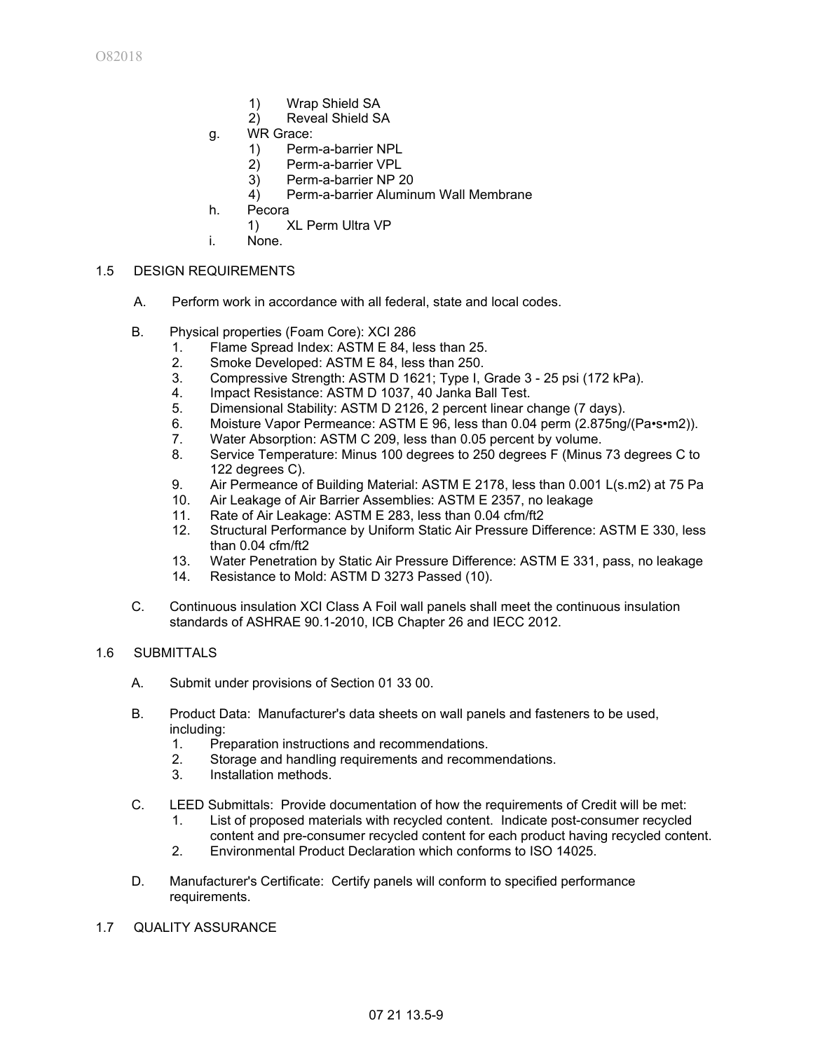1) Wrap Shield SA
2) Reveal Shield SA

g. WR Grace:
1) Perm-a-barrier NPL
2) Perm-a-barrier VPL
3) Perm-a-barrier NP 20
4) Perm-a-barrier Aluminum Wall Membrane

h. Pecora
1) XL Perm Ultra VP

i. None.

## 1.5 DESIGN REQUIREMENTS

A. Perform work in accordance with all federal, state and local codes.

B. Physical properties (Foam Core): XCI 286
1. Flame Spread Index: ASTM E 84, less than 25.
2. Smoke Developed: ASTM E 84, less than 250.
3. Compressive Strength: ASTM D 1621; Type I, Grade 3 - 25 psi (172 kPa).
4. Impact Resistance: ASTM D 1037, 40 Janka Ball Test.
5. Dimensional Stability: ASTM D 2126, 2 percent linear change (7 days).
6. Moisture Vapor Permeance: ASTM E 96, less than 0.04 perm (2.875ng/(Pa•s•m2)).
7. Water Absorption: ASTM C 209, less than 0.05 percent by volume.
8. Service Temperature: Minus 100 degrees to 250 degrees F (Minus 73 degrees C to 122 degrees C).
9. Air Permeance of Building Material: ASTM E 2178, less than 0.001 L(s.m2) at 75 Pa
10. Air Leakage of Air Barrier Assemblies: ASTM E 2357, no leakage
11. Rate of Air Leakage: ASTM E 283, less than 0.04 cfm/ft2
12. Structural Performance by Uniform Static Air Pressure Difference: ASTM E 330, less than 0.04 cfm/ft2
13. Water Penetration by Static Air Pressure Difference: ASTM E 331, pass, no leakage
14. Resistance to Mold: ASTM D 3273 Passed (10).

C. Continuous insulation XCI Class A Foil wall panels shall meet the continuous insulation standards of ASHRAE 90.1-2010, ICB Chapter 26 and IECC 2012.

## 1.6 SUBMITTALS

A. Submit under provisions of Section 01 33 00.

B. Product Data: Manufacturer's data sheets on wall panels and fasteners to be used, including:
1. Preparation instructions and recommendations.
2. Storage and handling requirements and recommendations.
3. Installation methods.

C. LEED Submittals: Provide documentation of how the requirements of Credit will be met:
1. List of proposed materials with recycled content. Indicate post-consumer recycled content and pre-consumer recycled content for each product having recycled content.
2. Environmental Product Declaration which conforms to ISO 14025.

D. Manufacturer's Certificate: Certify panels will conform to specified performance requirements.

## 1.7 QUALITY ASSURANCE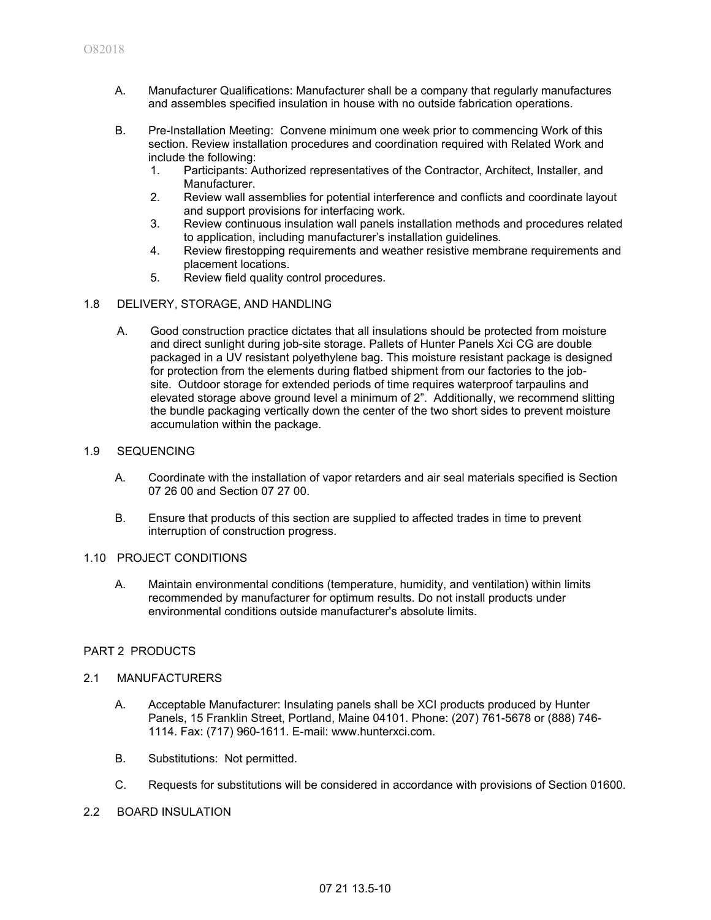A. Manufacturer Qualifications: Manufacturer shall be a company that regularly manufactures and assembles specified insulation in house with no outside fabrication operations.

B. Pre-Installation Meeting: Convene minimum one week prior to commencing Work of this section. Review installation procedures and coordination required with Related Work and include the following:
   1. Participants: Authorized representatives of the Contractor, Architect, Installer, and Manufacturer.
   2. Review wall assemblies for potential interference and conflicts and coordinate layout and support provisions for interfacing work.
   3. Review continuous insulation wall panels installation methods and procedures related to application, including manufacturer's installation guidelines.
   4. Review firestopping requirements and weather resistive membrane requirements and placement locations.
   5. Review field quality control procedures.

1.8 DELIVERY, STORAGE, AND HANDLING

A. Good construction practice dictates that all insulations should be protected from moisture and direct sunlight during job-site storage. Pallets of Hunter Panels Xci CG are double packaged in a UV resistant polyethylene bag. This moisture resistant package is designed for protection from the elements during flatbed shipment from our factories to the job-site. Outdoor storage for extended periods of time requires waterproof tarpaulins and elevated storage above ground level a minimum of 2". Additionally, we recommend slitting the bundle packaging vertically down the center of the two short sides to prevent moisture accumulation within the package.

1.9 SEQUENCING

A. Coordinate with the installation of vapor retarders and air seal materials specified is Section 07 26 00 and Section 07 27 00.

B. Ensure that products of this section are supplied to affected trades in time to prevent interruption of construction progress.

1.10 PROJECT CONDITIONS

A. Maintain environmental conditions (temperature, humidity, and ventilation) within limits recommended by manufacturer for optimum results. Do not install products under environmental conditions outside manufacturer's absolute limits.

PART 2 PRODUCTS

2.1 MANUFACTURERS

A. Acceptable Manufacturer: Insulating panels shall be XCI products produced by Hunter Panels, 15 Franklin Street, Portland, Maine 04101. Phone: (207) 761-5678 or (888) 746-1114. Fax: (717) 960-1611. E-mail: www.hunterxci.com.

B. Substitutions: Not permitted.

C. Requests for substitutions will be considered in accordance with provisions of Section 01600.

2.2 BOARD INSULATION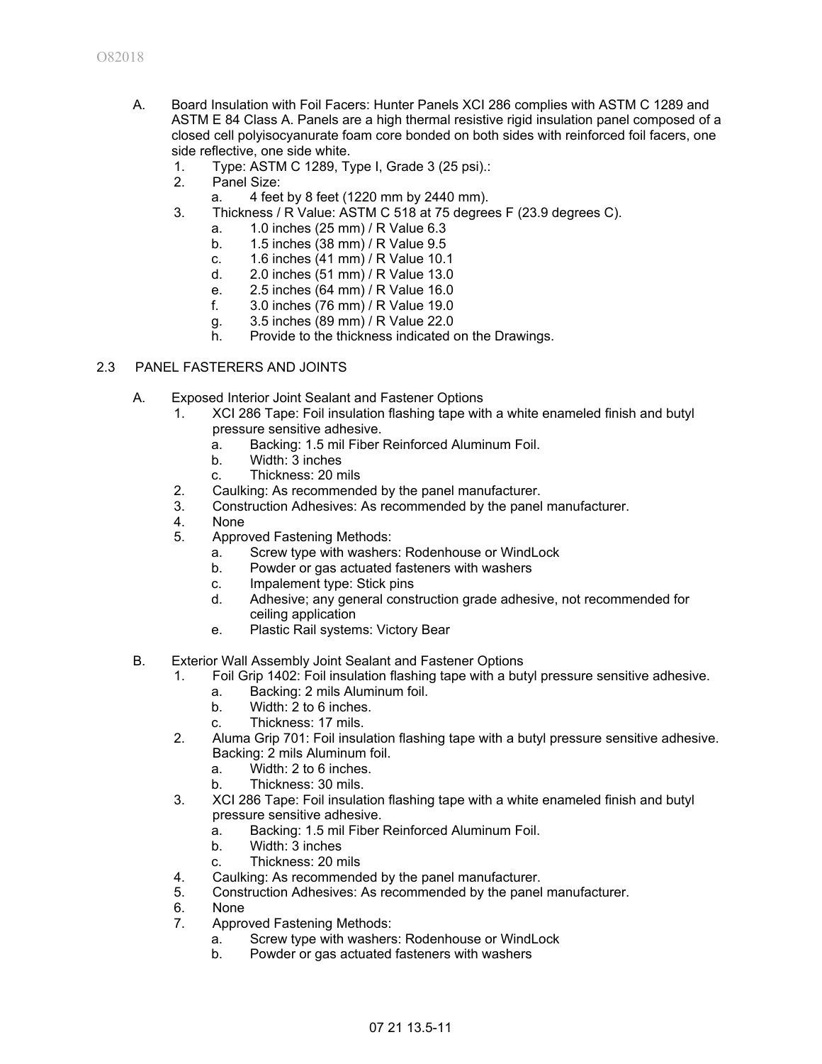A. Board Insulation with Foil Facers: Hunter Panels XCI 286 complies with ASTM C 1289 and ASTM E 84 Class A. Panels are a high thermal resistive rigid insulation panel composed of a closed cell polyisocyanurate foam core bonded on both sides with reinforced foil facers, one side reflective, one side white.
   1. Type: ASTM C 1289, Type I, Grade 3 (25 psi).:
   2. Panel Size:
      a. 4 feet by 8 feet (1220 mm by 2440 mm).
   3. Thickness / R Value: ASTM C 518 at 75 degrees F (23.9 degrees C).
      a. 1.0 inches (25 mm) / R Value 6.3
      b. 1.5 inches (38 mm) / R Value 9.5
      c. 1.6 inches (41 mm) / R Value 10.1
      d. 2.0 inches (51 mm) / R Value 13.0
      e. 2.5 inches (64 mm) / R Value 16.0
      f. 3.0 inches (76 mm) / R Value 19.0
      g. 3.5 inches (89 mm) / R Value 22.0
      h. Provide to the thickness indicated on the Drawings.

## 2.3 PANEL FASTERERS AND JOINTS

A. Exposed Interior Joint Sealant and Fastener Options
   1. XCI 286 Tape: Foil insulation flashing tape with a white enameled finish and butyl pressure sensitive adhesive.
      a. Backing: 1.5 mil Fiber Reinforced Aluminum Foil.
      b. Width: 3 inches
      c. Thickness: 20 mils
   2. Caulking: As recommended by the panel manufacturer.
   3. Construction Adhesives: As recommended by the panel manufacturer.
   4. None
   5. Approved Fastening Methods:
      a. Screw type with washers: Rodenhouse or WindLock
      b. Powder or gas actuated fasteners with washers
      c. Impalement type: Stick pins
      d. Adhesive; any general construction grade adhesive, not recommended for ceiling application
      e. Plastic Rail systems: Victory Bear

B. Exterior Wall Assembly Joint Sealant and Fastener Options
   1. Foil Grip 1402: Foil insulation flashing tape with a butyl pressure sensitive adhesive.
      a. Backing: 2 mils Aluminum foil.
      b. Width: 2 to 6 inches.
      c. Thickness: 17 mils.
   2. Aluma Grip 701: Foil insulation flashing tape with a butyl pressure sensitive adhesive. Backing: 2 mils Aluminum foil.
      a. Width: 2 to 6 inches.
      b. Thickness: 30 mils.
   3. XCI 286 Tape: Foil insulation flashing tape with a white enameled finish and butyl pressure sensitive adhesive.
      a. Backing: 1.5 mil Fiber Reinforced Aluminum Foil.
      b. Width: 3 inches
      c. Thickness: 20 mils
   4. Caulking: As recommended by the panel manufacturer.
   5. Construction Adhesives: As recommended by the panel manufacturer.
   6. None
   7. Approved Fastening Methods:
      a. Screw type with washers: Rodenhouse or WindLock
      b. Powder or gas actuated fasteners with washers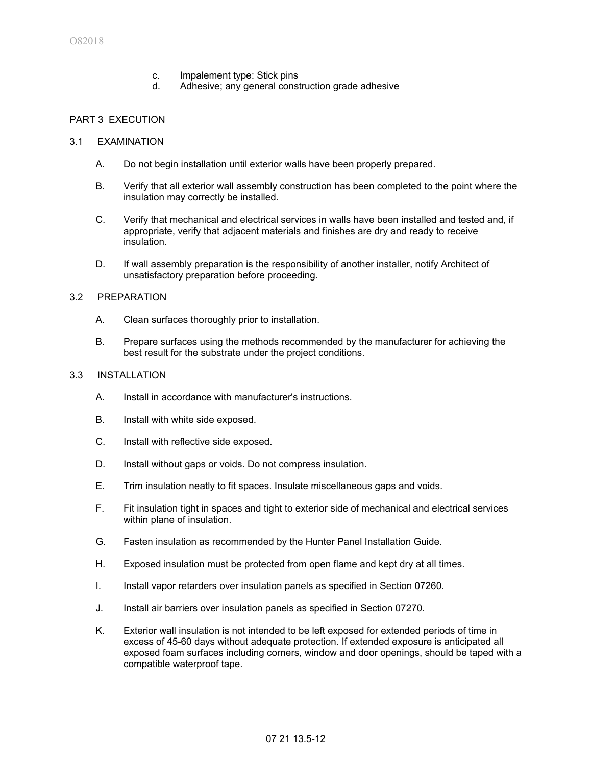c. Impalement type: Stick pins
d. Adhesive; any general construction grade adhesive

## PART 3 EXECUTION

### 3.1 EXAMINATION

A. Do not begin installation until exterior walls have been properly prepared.

B. Verify that all exterior wall assembly construction has been completed to the point where the insulation may correctly be installed.

C. Verify that mechanical and electrical services in walls have been installed and tested and, if appropriate, verify that adjacent materials and finishes are dry and ready to receive insulation.

D. If wall assembly preparation is the responsibility of another installer, notify Architect of unsatisfactory preparation before proceeding.

### 3.2 PREPARATION

A. Clean surfaces thoroughly prior to installation.

B. Prepare surfaces using the methods recommended by the manufacturer for achieving the best result for the substrate under the project conditions.

### 3.3 INSTALLATION

A. Install in accordance with manufacturer's instructions.

B. Install with white side exposed.

C. Install with reflective side exposed.

D. Install without gaps or voids. Do not compress insulation.

E. Trim insulation neatly to fit spaces. Insulate miscellaneous gaps and voids.

F. Fit insulation tight in spaces and tight to exterior side of mechanical and electrical services within plane of insulation.

G. Fasten insulation as recommended by the Hunter Panel Installation Guide.

H. Exposed insulation must be protected from open flame and kept dry at all times.

I. Install vapor retarders over insulation panels as specified in Section 07260.

J. Install air barriers over insulation panels as specified in Section 07270.

K. Exterior wall insulation is not intended to be left exposed for extended periods of time in excess of 45-60 days without adequate protection. If extended exposure is anticipated all exposed foam surfaces including corners, window and door openings, should be taped with a compatible waterproof tape.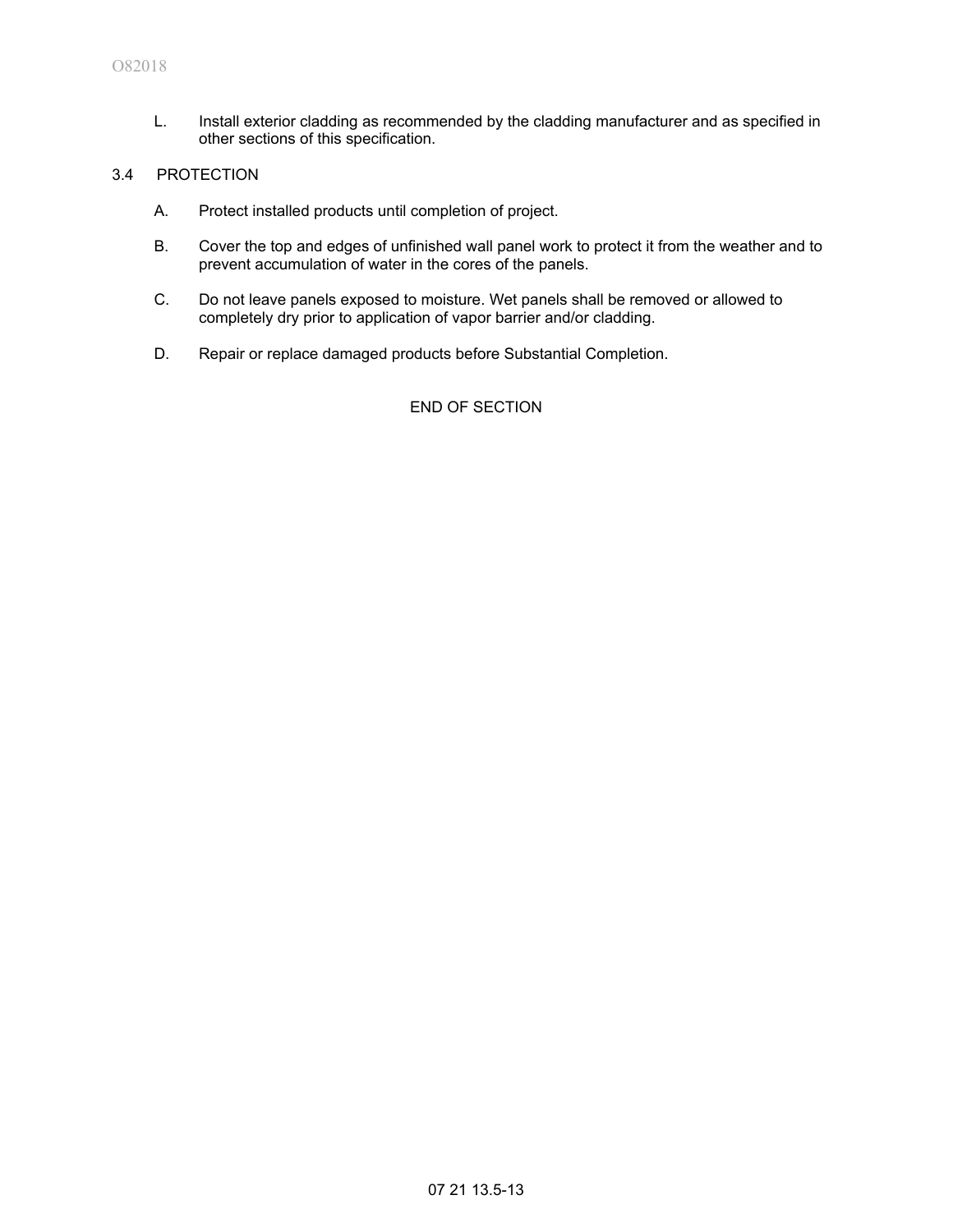L. Install exterior cladding as recommended by the cladding manufacturer and as specified in other sections of this specification.

## 3.4 PROTECTION

A. Protect installed products until completion of project.

B. Cover the top and edges of unfinished wall panel work to protect it from the weather and to prevent accumulation of water in the cores of the panels.

C. Do not leave panels exposed to moisture. Wet panels shall be removed or allowed to completely dry prior to application of vapor barrier and/or cladding.

D. Repair or replace damaged products before Substantial Completion.

END OF SECTION